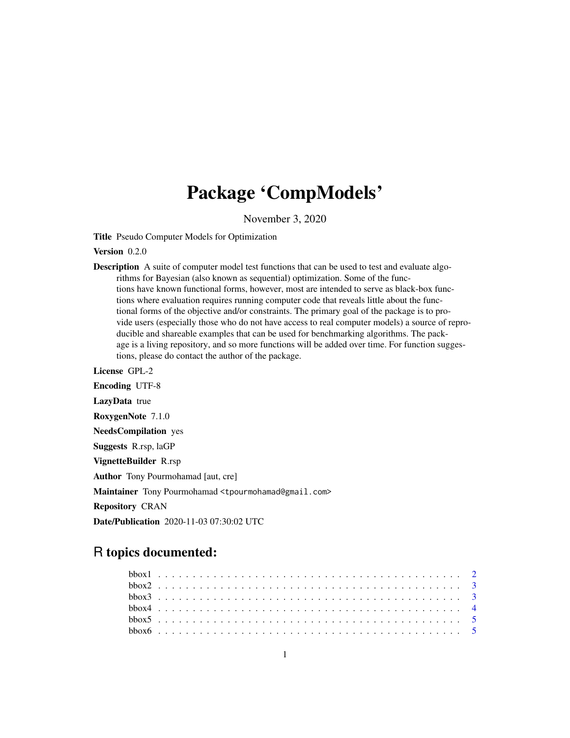# Package 'CompModels'

November 3, 2020

**Title** Pseudo Computer Models for Optimization

**Version** 0.2.0

**Description** A suite of computer model test functions that can be used to test and evaluate algorithms for Bayesian (also known as sequential) optimization. Some of the functions have known functional forms, however, most are intended to serve as black-box functions where evaluation requires running computer code that reveals little about the functional forms of the objective and/or constraints. The primary goal of the package is to provide users (especially those who do not have access to real computer models) a source of reproducible and shareable examples that can be used for benchmarking algorithms. The package is a living repository, and so more functions will be added over time. For function suggestions, please do contact the author of the package.

**License** GPL-2

**Encoding** UTF-8

**LazyData** true

**RoxygenNote** 7.1.0

**NeedsCompilation** yes

**Suggests** R.rsp, laGP

**VignetteBuilder** R.rsp

**Author** Tony Pourmohamad [aut, cre]

**Maintainer** Tony Pourmohamad <tpourmohamad@gmail.com>

**Repository** CRAN

**Date/Publication** 2020-11-03 07:30:02 UTC

## R topics documented:

- bbox1 . . . . . . . . . . . . . . . . . . . . . . . . . . . . . . . . . . . . . . . . . . 2
- bbox2 . . . . . . . . . . . . . . . . . . . . . . . . . . . . . . . . . . . . . . . . . . 3
- bbox3 . . . . . . . . . . . . . . . . . . . . . . . . . . . . . . . . . . . . . . . . . . 3
- bbox4 . . . . . . . . . . . . . . . . . . . . . . . . . . . . . . . . . . . . . . . . . . 4
- bbox5 . . . . . . . . . . . . . . . . . . . . . . . . . . . . . . . . . . . . . . . . . . 5
- bbox6 . . . . . . . . . . . . . . . . . . . . . . . . . . . . . . . . . . . . . . . . . . 5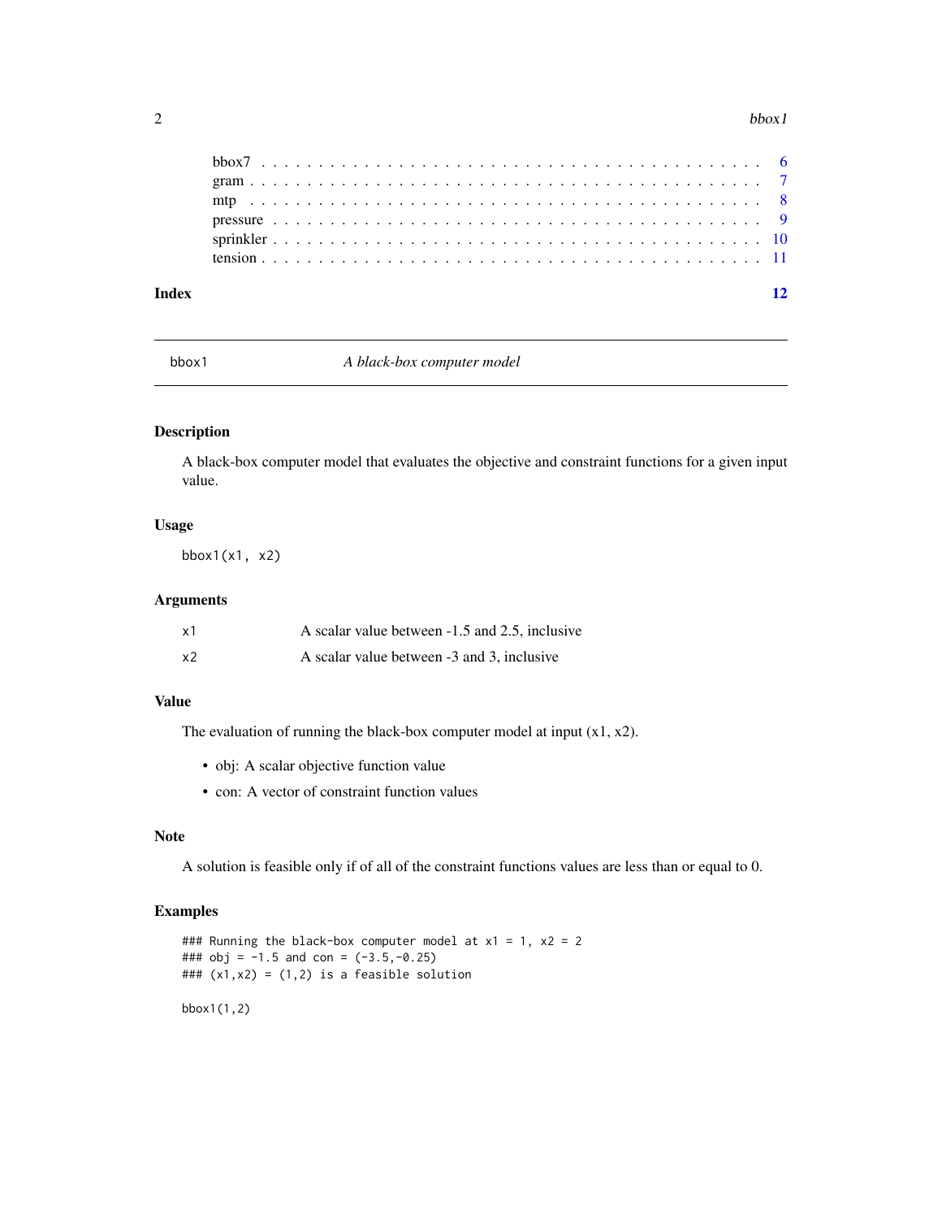bbox7 . . . . . . . . . . . . . . . . . . . . . . . . . . . . . . . . . . . . . . . . . . 6
gram . . . . . . . . . . . . . . . . . . . . . . . . . . . . . . . . . . . . . . . . . . . 7
mtp . . . . . . . . . . . . . . . . . . . . . . . . . . . . . . . . . . . . . . . . . . . . 8
pressure . . . . . . . . . . . . . . . . . . . . . . . . . . . . . . . . . . . . . . . . . 9
sprinkler . . . . . . . . . . . . . . . . . . . . . . . . . . . . . . . . . . . . . . . . 10
tension . . . . . . . . . . . . . . . . . . . . . . . . . . . . . . . . . . . . . . . . . 11

**Index** **12**

---

`bbox1` *A black-box computer model*

---

### Description

A black-box computer model that evaluates the objective and constraint functions for a given input value.

### Usage

```
bbox1(x1, x2)
```

### Arguments

| | |
|---|---|
| x1 | A scalar value between -1.5 and 2.5, inclusive |
| x2 | A scalar value between -3 and 3, inclusive |

### Value

The evaluation of running the black-box computer model at input (x1, x2).

- obj: A scalar objective function value
- con: A vector of constraint function values

### Note

A solution is feasible only if of all of the constraint functions values are less than or equal to 0.

### Examples

```
### Running the black-box computer model at x1 = 1, x2 = 2
### obj = -1.5 and con = (-3.5,-0.25)
### (x1,x2) = (1,2) is a feasible solution

bbox1(1,2)
```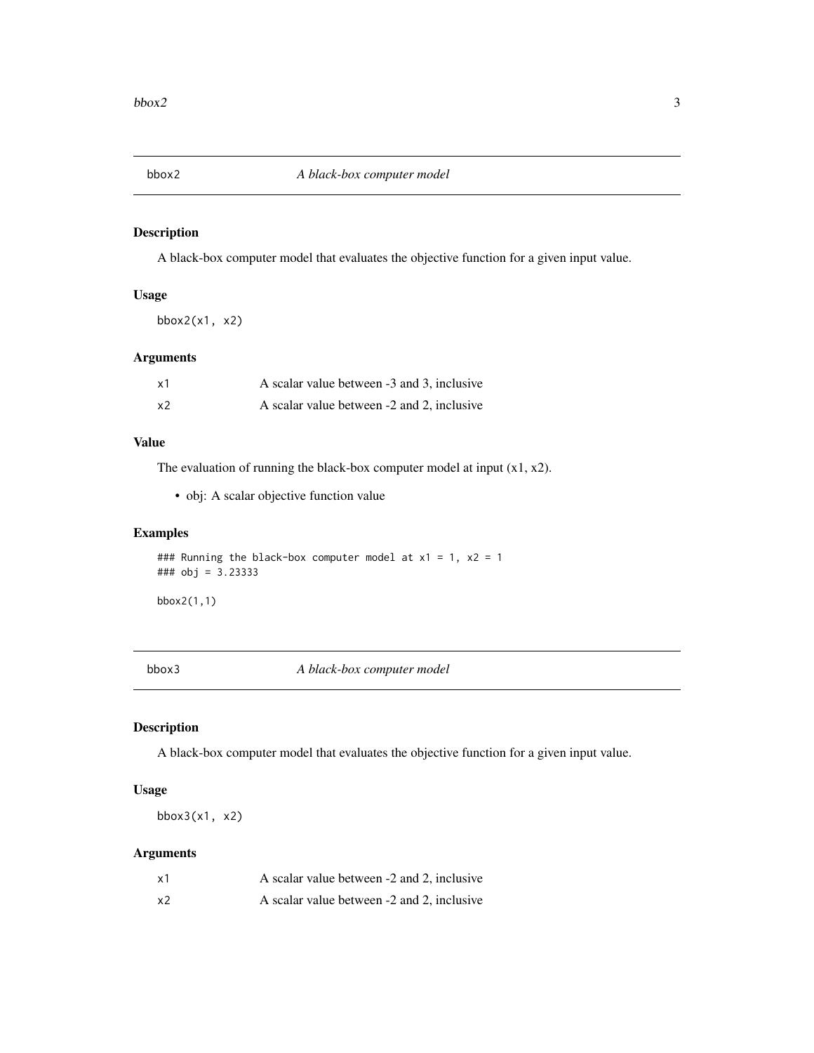## bbox2 — *A black-box computer model*

### Description

A black-box computer model that evaluates the objective function for a given input value.

### Usage

```
bbox2(x1, x2)
```

### Arguments

| | |
|---|---|
| x1 | A scalar value between -3 and 3, inclusive |
| x2 | A scalar value between -2 and 2, inclusive |

### Value

The evaluation of running the black-box computer model at input (x1, x2).

- obj: A scalar objective function value

### Examples

```
### Running the black-box computer model at x1 = 1, x2 = 1
### obj = 3.23333

bbox2(1,1)
```

## bbox3 — *A black-box computer model*

### Description

A black-box computer model that evaluates the objective function for a given input value.

### Usage

```
bbox3(x1, x2)
```

### Arguments

| | |
|---|---|
| x1 | A scalar value between -2 and 2, inclusive |
| x2 | A scalar value between -2 and 2, inclusive |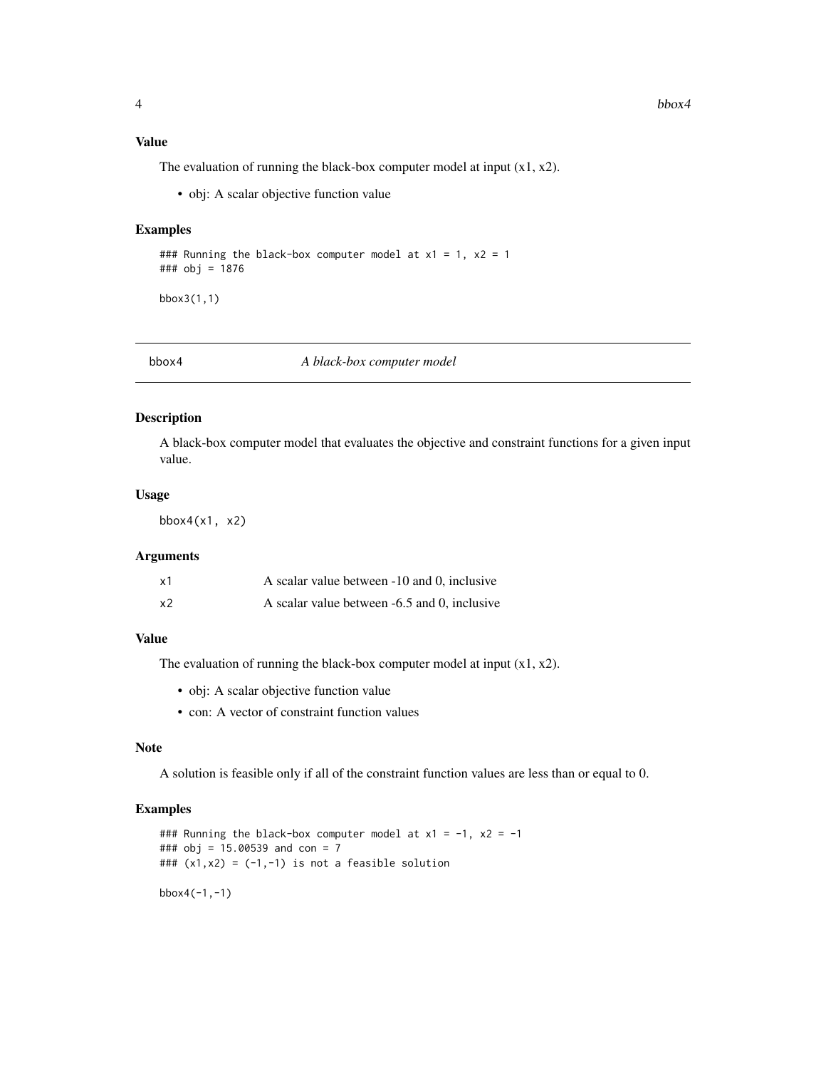### Value

The evaluation of running the black-box computer model at input (x1, x2).

- obj: A scalar objective function value

### Examples

```
### Running the black-box computer model at x1 = 1, x2 = 1
### obj = 1876

bbox3(1,1)
```

---

## bbox4 *A black-box computer model*

---

### Description

A black-box computer model that evaluates the objective and constraint functions for a given input value.

### Usage

```
bbox4(x1, x2)
```

### Arguments

| | |
|---|---|
| x1 | A scalar value between -10 and 0, inclusive |
| x2 | A scalar value between -6.5 and 0, inclusive |

### Value

The evaluation of running the black-box computer model at input (x1, x2).

- obj: A scalar objective function value
- con: A vector of constraint function values

### Note

A solution is feasible only if all of the constraint function values are less than or equal to 0.

### Examples

```
### Running the black-box computer model at x1 = -1, x2 = -1
### obj = 15.00539 and con = 7
### (x1,x2) = (-1,-1) is not a feasible solution

bbox4(-1,-1)
```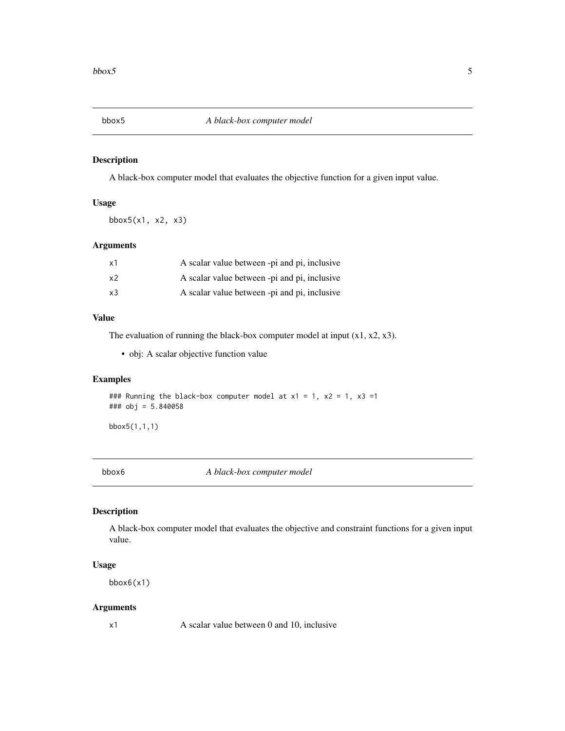## bbox5 — *A black-box computer model*

### Description

A black-box computer model that evaluates the objective function for a given input value.

### Usage

```
bbox5(x1, x2, x3)
```

### Arguments

| | |
|---|---|
| `x1` | A scalar value between -pi and pi, inclusive |
| `x2` | A scalar value between -pi and pi, inclusive |
| `x3` | A scalar value between -pi and pi, inclusive |

### Value

The evaluation of running the black-box computer model at input (x1, x2, x3).

- obj: A scalar objective function value

### Examples

```
### Running the black-box computer model at x1 = 1, x2 = 1, x3 =1
### obj = 5.840058

bbox5(1,1,1)
```

## bbox6 — *A black-box computer model*

### Description

A black-box computer model that evaluates the objective and constraint functions for a given input value.

### Usage

```
bbox6(x1)
```

### Arguments

| | |
|---|---|
| `x1` | A scalar value between 0 and 10, inclusive |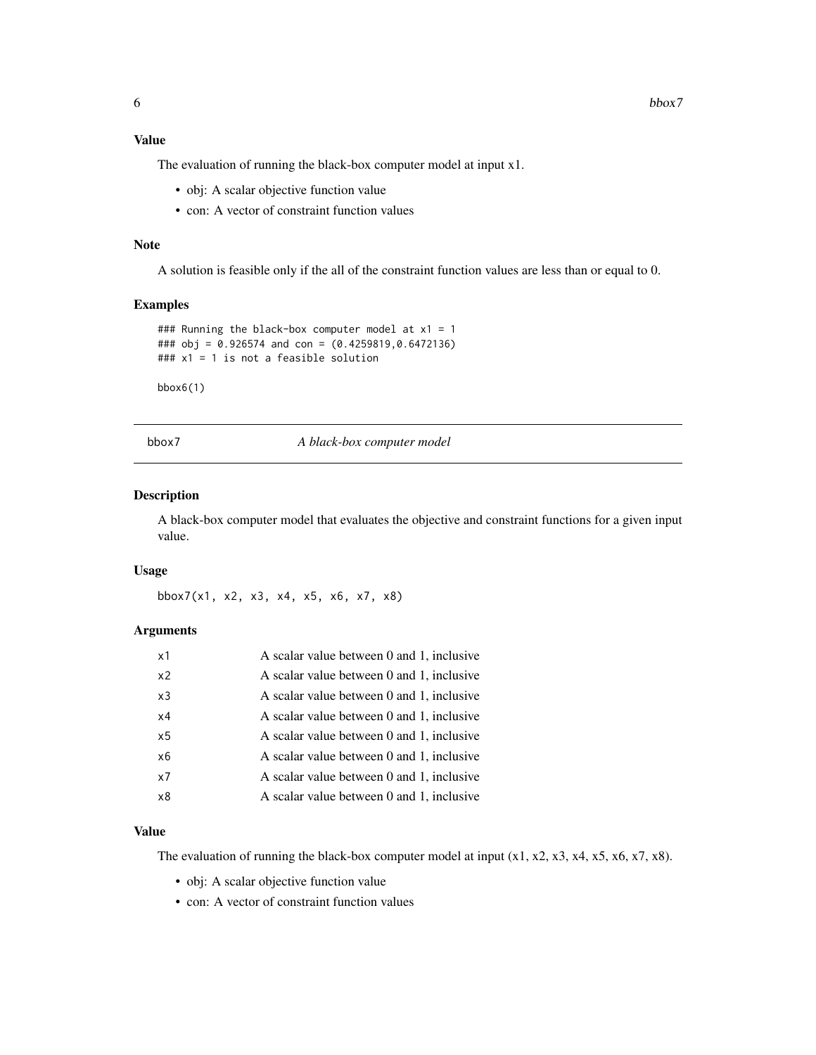### Value

The evaluation of running the black-box computer model at input x1.

- obj: A scalar objective function value
- con: A vector of constraint function values

### Note

A solution is feasible only if the all of the constraint function values are less than or equal to 0.

### Examples

```
### Running the black-box computer model at x1 = 1
### obj = 0.926574 and con = (0.4259819,0.6472136)
### x1 = 1 is not a feasible solution

bbox6(1)
```

---

## bbox7 *A black-box computer model*

### Description

A black-box computer model that evaluates the objective and constraint functions for a given input value.

### Usage

```
bbox7(x1, x2, x3, x4, x5, x6, x7, x8)
```

### Arguments

| | |
|---|---|
| x1 | A scalar value between 0 and 1, inclusive |
| x2 | A scalar value between 0 and 1, inclusive |
| x3 | A scalar value between 0 and 1, inclusive |
| x4 | A scalar value between 0 and 1, inclusive |
| x5 | A scalar value between 0 and 1, inclusive |
| x6 | A scalar value between 0 and 1, inclusive |
| x7 | A scalar value between 0 and 1, inclusive |
| x8 | A scalar value between 0 and 1, inclusive |

### Value

The evaluation of running the black-box computer model at input (x1, x2, x3, x4, x5, x6, x7, x8).

- obj: A scalar objective function value
- con: A vector of constraint function values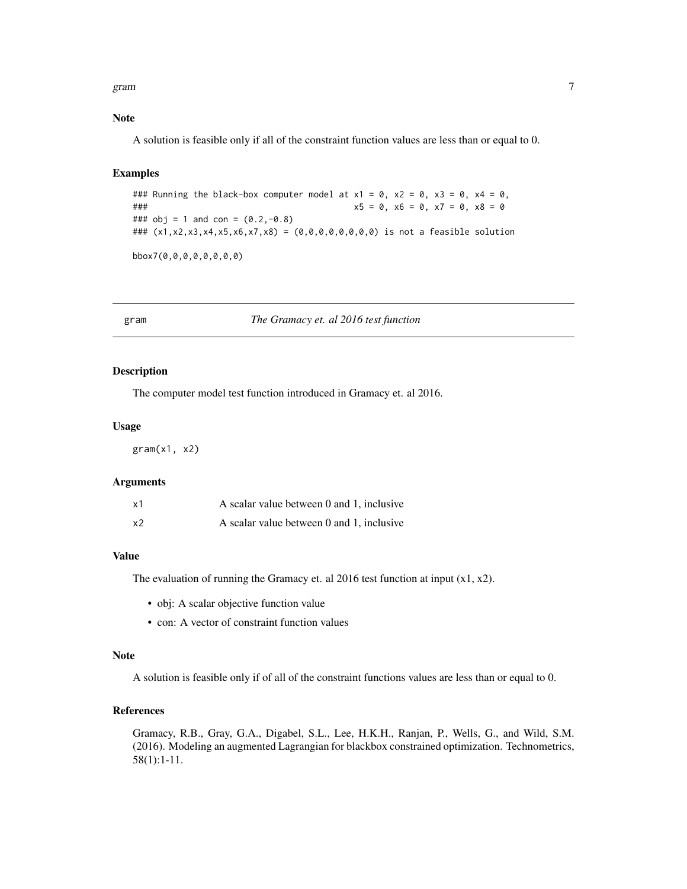## Note

A solution is feasible only if all of the constraint function values are less than or equal to 0.

## Examples

```
### Running the black-box computer model at x1 = 0, x2 = 0, x3 = 0, x4 = 0,
###                                         x5 = 0, x6 = 0, x7 = 0, x8 = 0
### obj = 1 and con = (0.2,-0.8)
### (x1,x2,x3,x4,x5,x6,x7,x8) = (0,0,0,0,0,0,0,0) is not a feasible solution

bbox7(0,0,0,0,0,0,0,0)
```

---

# gram — *The Gramacy et. al 2016 test function*

## Description

The computer model test function introduced in Gramacy et. al 2016.

## Usage

```
gram(x1, x2)
```

## Arguments

| | |
|---|---|
| x1 | A scalar value between 0 and 1, inclusive |
| x2 | A scalar value between 0 and 1, inclusive |

## Value

The evaluation of running the Gramacy et. al 2016 test function at input (x1, x2).

- obj: A scalar objective function value
- con: A vector of constraint function values

## Note

A solution is feasible only if of all of the constraint functions values are less than or equal to 0.

## References

Gramacy, R.B., Gray, G.A., Digabel, S.L., Lee, H.K.H., Ranjan, P., Wells, G., and Wild, S.M. (2016). Modeling an augmented Lagrangian for blackbox constrained optimization. Technometrics, 58(1):1-11.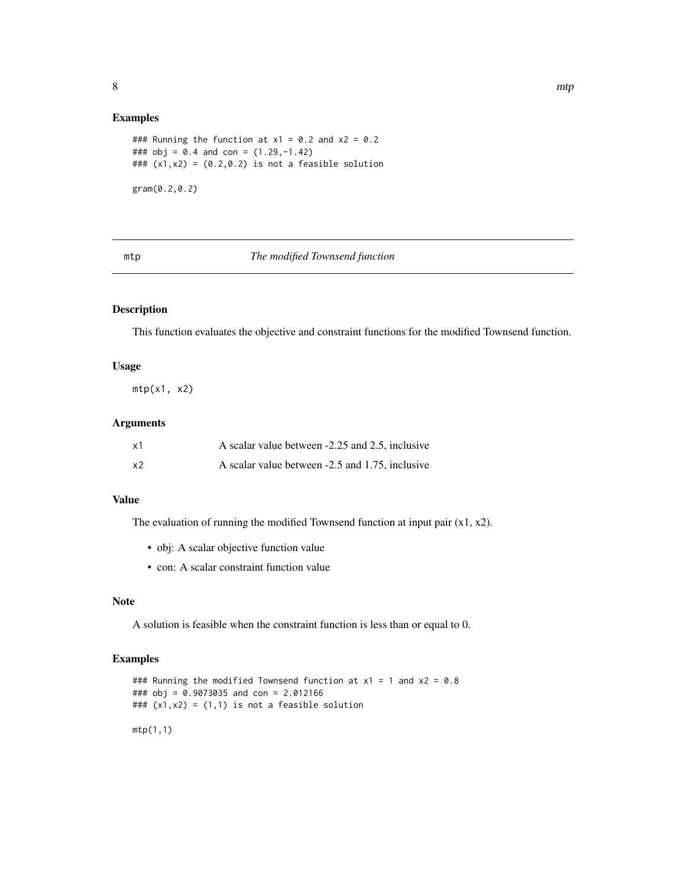### Examples

```
### Running the function at x1 = 0.2 and x2 = 0.2
### obj = 0.4 and con = (1.29,-1.42)
### (x1,x2) = (0.2,0.2) is not a feasible solution

gram(0.2,0.2)
```

---

## mtp — *The modified Townsend function*

### Description

This function evaluates the objective and constraint functions for the modified Townsend function.

### Usage

```
mtp(x1, x2)
```

### Arguments

| | |
|---|---|
| x1 | A scalar value between -2.25 and 2.5, inclusive |
| x2 | A scalar value between -2.5 and 1.75, inclusive |

### Value

The evaluation of running the modified Townsend function at input pair (x1, x2).

- obj: A scalar objective function value
- con: A scalar constraint function value

### Note

A solution is feasible when the constraint function is less than or equal to 0.

### Examples

```
### Running the modified Townsend function at x1 = 1 and x2 = 0.8
### obj = 0.9073035 and con = 2.012166
### (x1,x2) = (1,1) is not a feasible solution

mtp(1,1)
```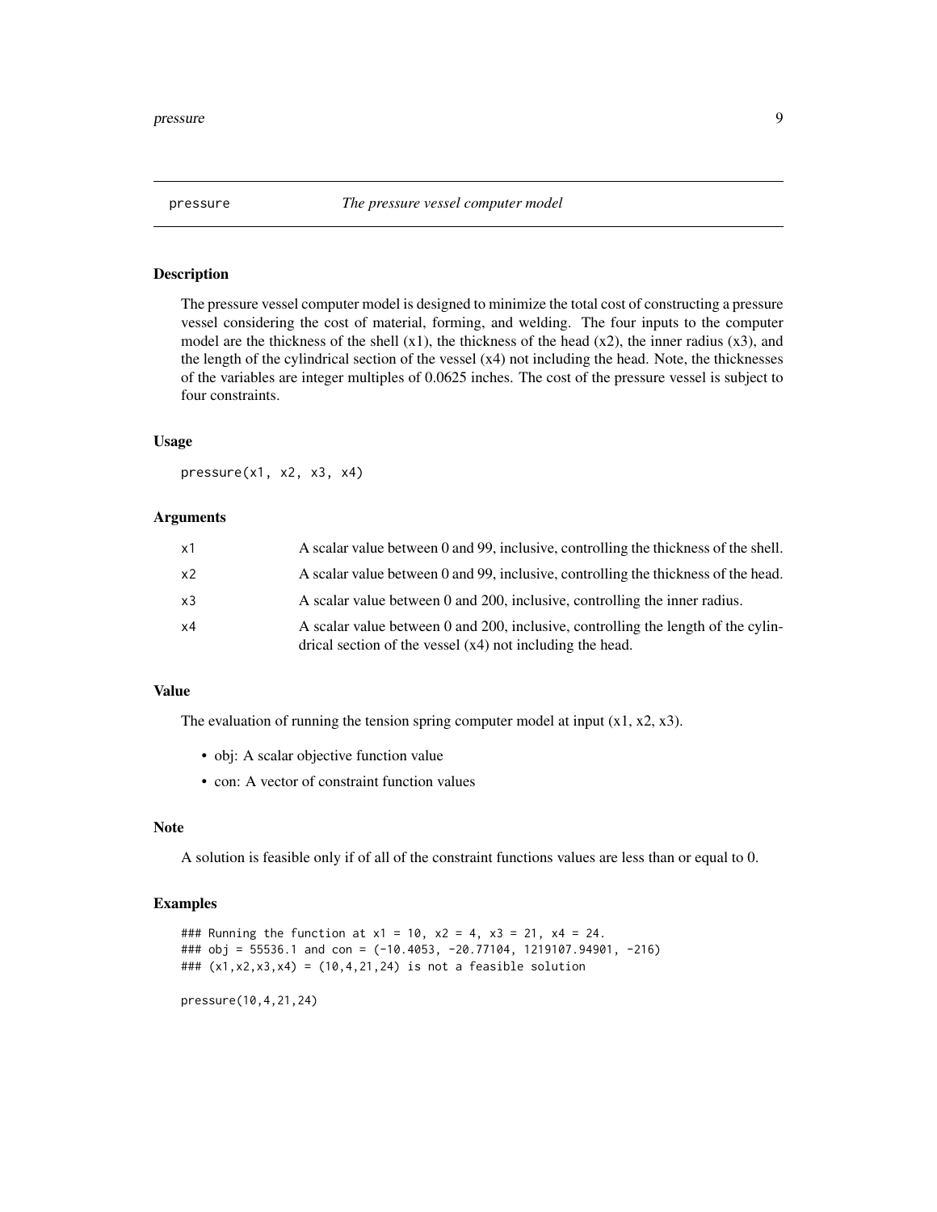## pressure *The pressure vessel computer model*

### Description

The pressure vessel computer model is designed to minimize the total cost of constructing a pressure vessel considering the cost of material, forming, and welding. The four inputs to the computer model are the thickness of the shell (x1), the thickness of the head (x2), the inner radius (x3), and the length of the cylindrical section of the vessel (x4) not including the head. Note, the thicknesses of the variables are integer multiples of 0.0625 inches. The cost of the pressure vessel is subject to four constraints.

### Usage

```
pressure(x1, x2, x3, x4)
```

### Arguments

| | |
|---|---|
| x1 | A scalar value between 0 and 99, inclusive, controlling the thickness of the shell. |
| x2 | A scalar value between 0 and 99, inclusive, controlling the thickness of the head. |
| x3 | A scalar value between 0 and 200, inclusive, controlling the inner radius. |
| x4 | A scalar value between 0 and 200, inclusive, controlling the length of the cylindrical section of the vessel (x4) not including the head. |

### Value

The evaluation of running the tension spring computer model at input (x1, x2, x3).

- obj: A scalar objective function value
- con: A vector of constraint function values

### Note

A solution is feasible only if of all of the constraint functions values are less than or equal to 0.

### Examples

```
### Running the function at x1 = 10, x2 = 4, x3 = 21, x4 = 24.
### obj = 55536.1 and con = (-10.4053, -20.77104, 1219107.94901, -216)
### (x1,x2,x3,x4) = (10,4,21,24) is not a feasible solution

pressure(10,4,21,24)
```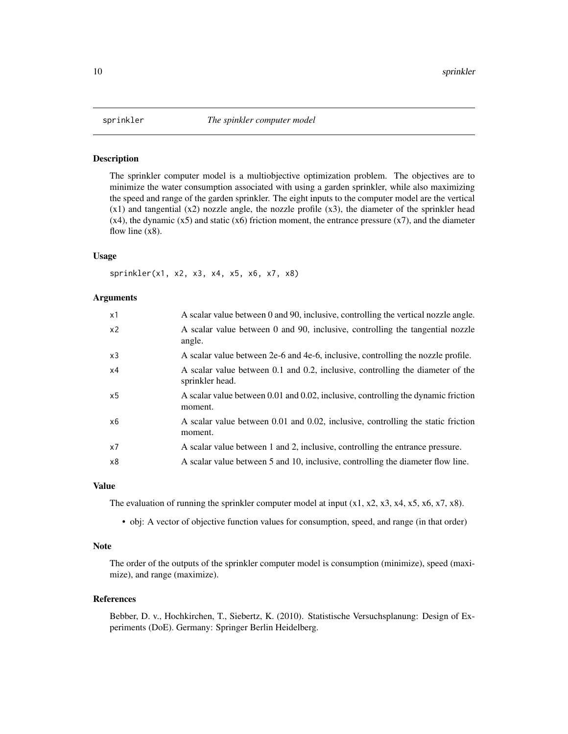sprinkler *The spinkler computer model*

## Description

The sprinkler computer model is a multiobjective optimization problem. The objectives are to minimize the water consumption associated with using a garden sprinkler, while also maximizing the speed and range of the garden sprinkler. The eight inputs to the computer model are the vertical (x1) and tangential (x2) nozzle angle, the nozzle profile (x3), the diameter of the sprinkler head (x4), the dynamic (x5) and static (x6) friction moment, the entrance pressure (x7), and the diameter flow line (x8).

## Usage

```
sprinkler(x1, x2, x3, x4, x5, x6, x7, x8)
```

## Arguments

| | |
|---|---|
| x1 | A scalar value between 0 and 90, inclusive, controlling the vertical nozzle angle. |
| x2 | A scalar value between 0 and 90, inclusive, controlling the tangential nozzle angle. |
| x3 | A scalar value between 2e-6 and 4e-6, inclusive, controlling the nozzle profile. |
| x4 | A scalar value between 0.1 and 0.2, inclusive, controlling the diameter of the sprinkler head. |
| x5 | A scalar value between 0.01 and 0.02, inclusive, controlling the dynamic friction moment. |
| x6 | A scalar value between 0.01 and 0.02, inclusive, controlling the static friction moment. |
| x7 | A scalar value between 1 and 2, inclusive, controlling the entrance pressure. |
| x8 | A scalar value between 5 and 10, inclusive, controlling the diameter flow line. |

## Value

The evaluation of running the sprinkler computer model at input (x1, x2, x3, x4, x5, x6, x7, x8).

- obj: A vector of objective function values for consumption, speed, and range (in that order)

## Note

The order of the outputs of the sprinkler computer model is consumption (minimize), speed (maximize), and range (maximize).

## References

Bebber, D. v., Hochkirchen, T., Siebertz, K. (2010). Statistische Versuchsplanung: Design of Experiments (DoE). Germany: Springer Berlin Heidelberg.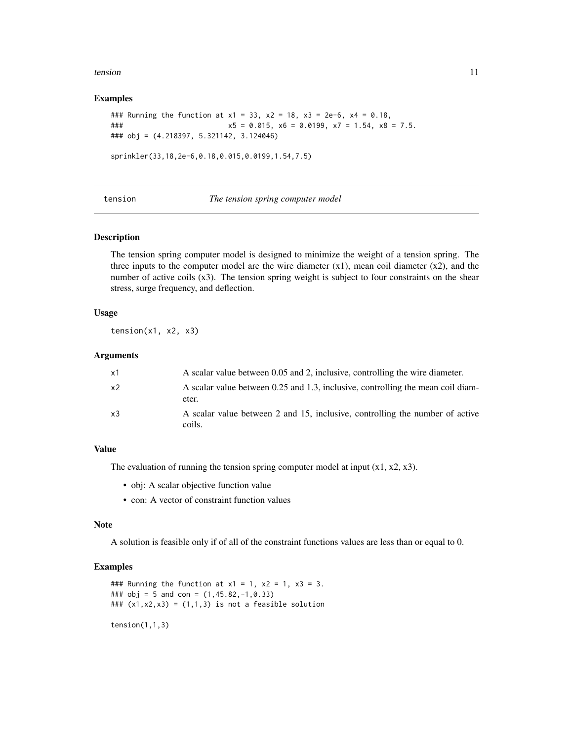### Examples

```
### Running the function at x1 = 33, x2 = 18, x3 = 2e-6, x4 = 0.18,
###                         x5 = 0.015, x6 = 0.0199, x7 = 1.54, x8 = 7.5.
### obj = (4.218397, 5.321142, 3.124046)

sprinkler(33,18,2e-6,0.18,0.015,0.0199,1.54,7.5)
```

---

## tension *The tension spring computer model*

---

### Description

The tension spring computer model is designed to minimize the weight of a tension spring. The three inputs to the computer model are the wire diameter (x1), mean coil diameter (x2), and the number of active coils (x3). The tension spring weight is subject to four constraints on the shear stress, surge frequency, and deflection.

### Usage

```
tension(x1, x2, x3)
```

### Arguments

| | |
|---|---|
| x1 | A scalar value between 0.05 and 2, inclusive, controlling the wire diameter. |
| x2 | A scalar value between 0.25 and 1.3, inclusive, controlling the mean coil diameter. |
| x3 | A scalar value between 2 and 15, inclusive, controlling the number of active coils. |

### Value

The evaluation of running the tension spring computer model at input (x1, x2, x3).

- obj: A scalar objective function value
- con: A vector of constraint function values

### Note

A solution is feasible only if of all of the constraint functions values are less than or equal to 0.

### Examples

```
### Running the function at x1 = 1, x2 = 1, x3 = 3.
### obj = 5 and con = (1,45.82,-1,0.33)
### (x1,x2,x3) = (1,1,3) is not a feasible solution

tension(1,1,3)
```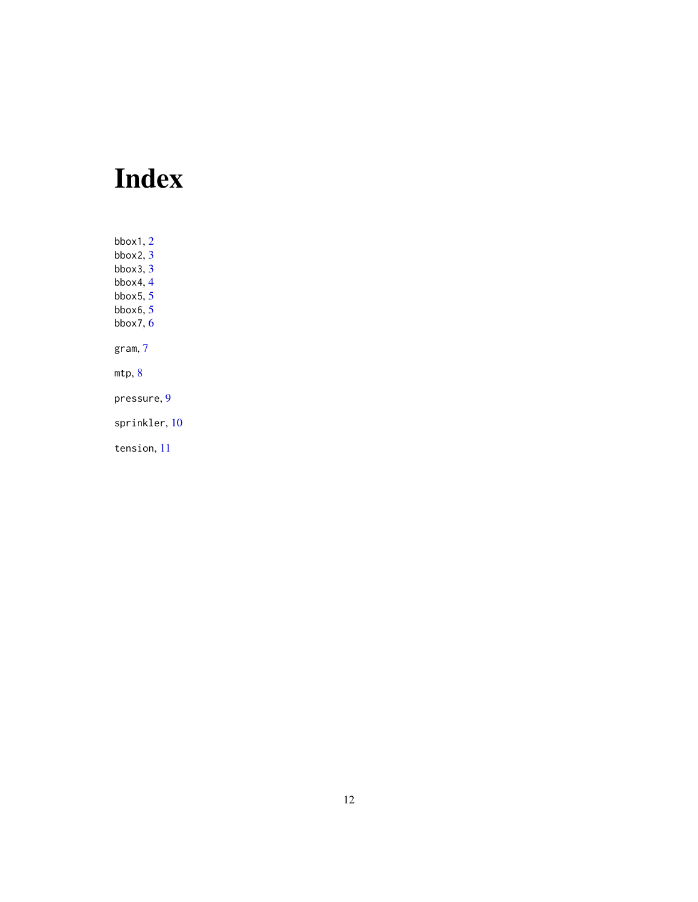# Index

bbox1, 2
bbox2, 3
bbox3, 3
bbox4, 4
bbox5, 5
bbox6, 5
bbox7, 6

gram, 7

mtp, 8

pressure, 9

sprinkler, 10

tension, 11